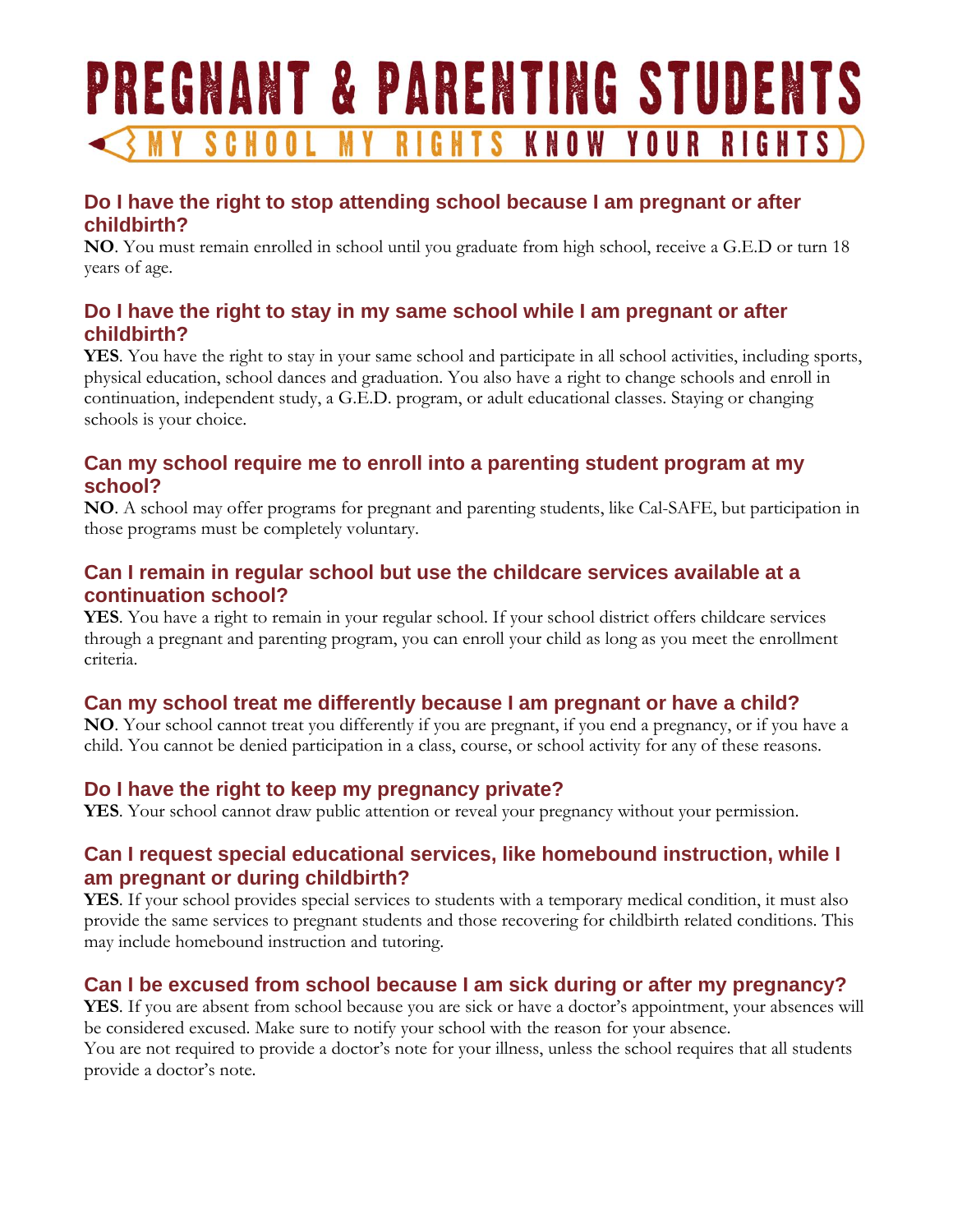# PREGNANT & PARENTING STUDENTS

MY SCHOOL MY RIGHTS KNOW YOUR RIGHTS

## Do I have the right to stop attending school because I am pregnant or after childbirth?

**NO**. You must remain enrolled in school until you graduate from high school, receive a G.E.D or turn 18 years of age.

## Do I have the right to stay in my same school while I am pregnant or after childbirth?

**YES**. You have the right to stay in your same school and participate in all school activities, including sports, physical education, school dances and graduation. You also have a right to change schools and enroll in continuation, independent study, a G.E.D. program, or adult educational classes. Staying or changing schools is your choice.

## Can my school require me to enroll into a parenting student program at my school?

**NO**. A school may offer programs for pregnant and parenting students, like Cal-SAFE, but participation in those programs must be completely voluntary.

## Can I remain in regular school but use the childcare services available at a continuation school?

**YES**. You have a right to remain in your regular school. If your school district offers childcare services through a pregnant and parenting program, you can enroll your child as long as you meet the enrollment criteria.

## Can my school treat me differently because I am pregnant or have a child?

**NO**. Your school cannot treat you differently if you are pregnant, if you end a pregnancy, or if you have a child. You cannot be denied participation in a class, course, or school activity for any of these reasons.

## Do I have the right to keep my pregnancy private?

**YES**. Your school cannot draw public attention or reveal your pregnancy without your permission.

## Can I request special educational services, like homebound instruction, while I am pregnant or during childbirth?

**YES**. If your school provides special services to students with a temporary medical condition, it must also provide the same services to pregnant students and those recovering for childbirth related conditions. This may include homebound instruction and tutoring.

## Can I be excused from school because I am sick during or after my pregnancy?

**YES**. If you are absent from school because you are sick or have a doctor's appointment, your absences will be considered excused. Make sure to notify your school with the reason for your absence.

You are not required to provide a doctor's note for your illness, unless the school requires that all students provide a doctor's note.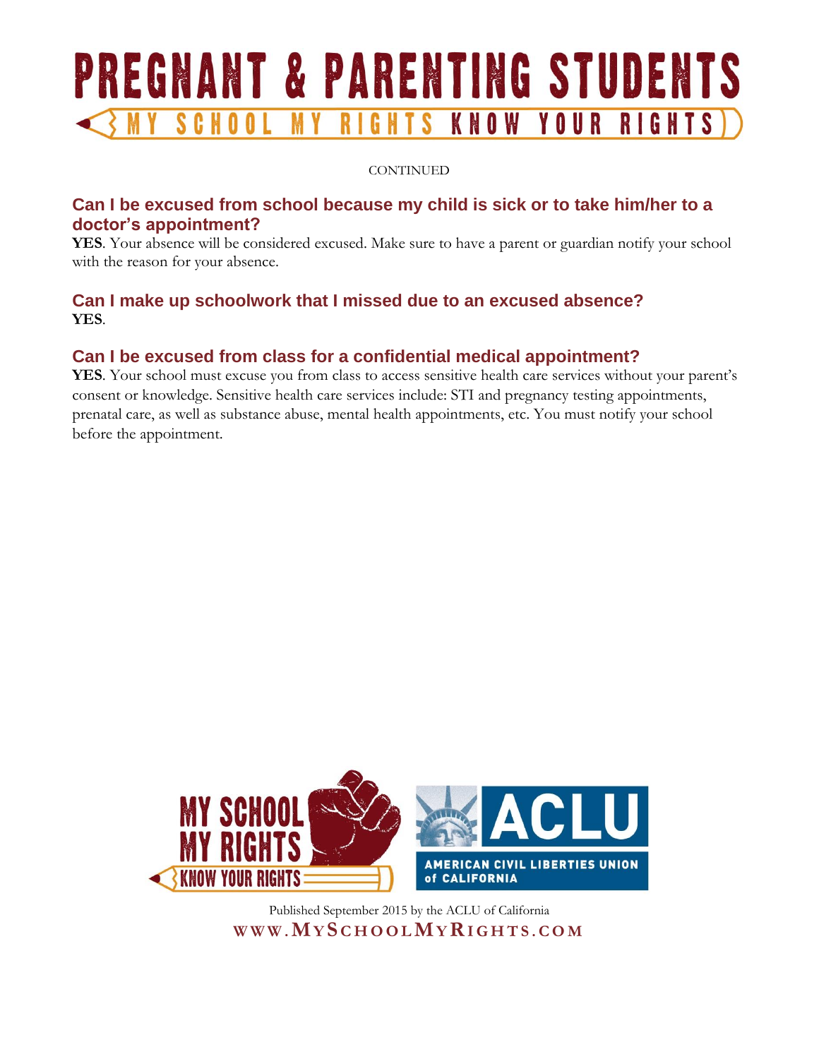# PREGNANT & PARENTING STUDENTS

MY SCHOOL MY RIGHTS KNOW YOUR RIGHTS

CONTINUED

### Can I be excused from school because my child is sick or to take him/her to a doctor's appointment?

**YES**. Your absence will be considered excused. Make sure to have a parent or guardian notify your school with the reason for your absence.

### Can I make up schoolwork that I missed due to an excused absence?

**YES**.

### Can I be excused from class for a confidential medical appointment?

**YES**. Your school must excuse you from class to access sensitive health care services without your parent's consent or knowledge. Sensitive health care services include: STI and pregnancy testing appointments, prenatal care, as well as substance abuse, mental health appointments, etc. You must notify your school before the appointment.

MY SCHOOL MY RIGHTS KNOW YOUR RIGHTS

ACLU AMERICAN CIVIL LIBERTIES UNION of CALIFORNIA

Published September 2015 by the ACLU of California

WWW.MYSCHOOLMYRIGHTS.COM